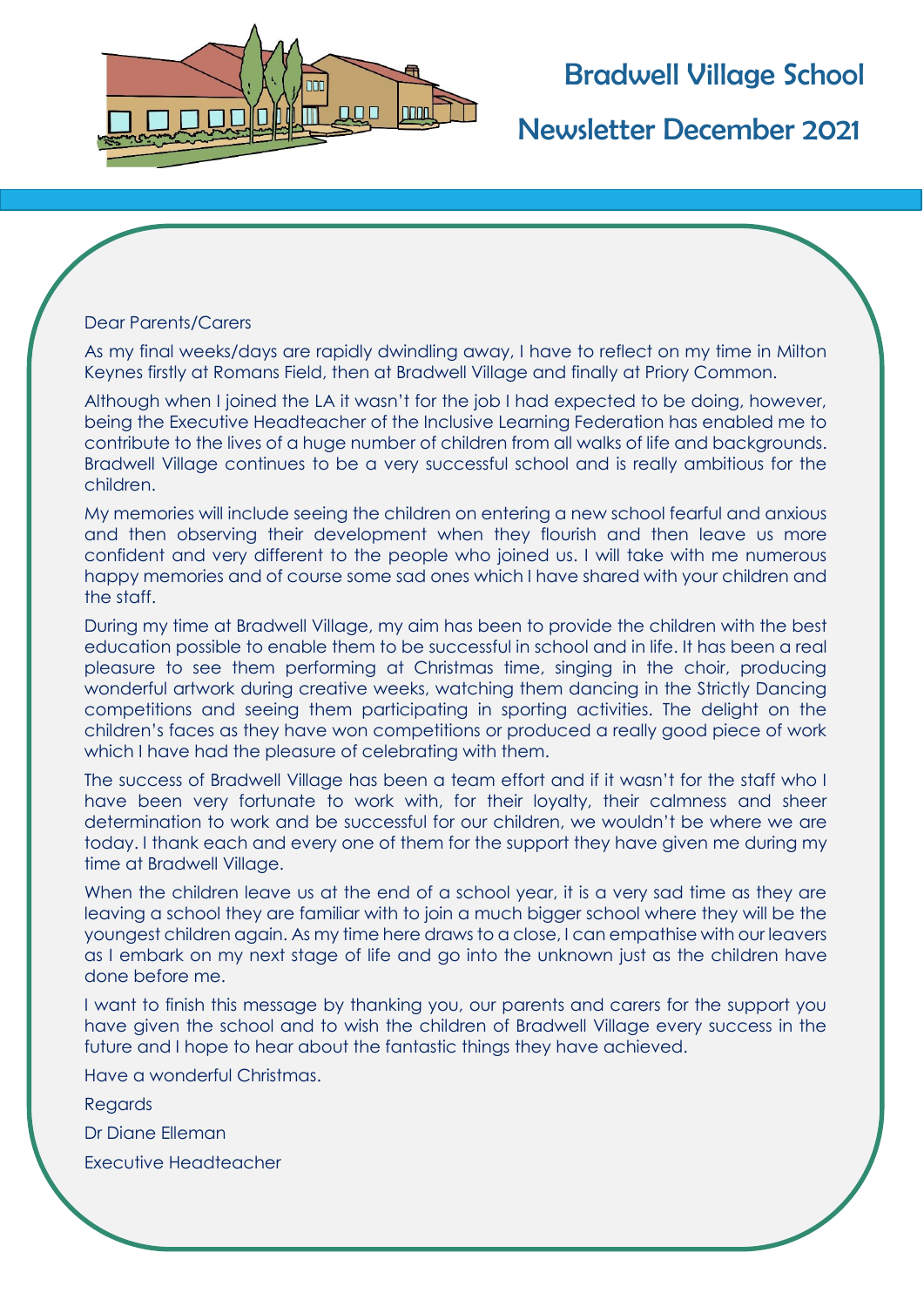# Bradwell Village School

## Newsletter December 2021

Dear Parents/Carers

As my final weeks/days are rapidly dwindling away, I have to reflect on my time in Milton Keynes firstly at Romans Field, then at Bradwell Village and finally at Priory Common.

Although when I joined the LA it wasn't for the job I had expected to be doing, however, being the Executive Headteacher of the Inclusive Learning Federation has enabled me to contribute to the lives of a huge number of children from all walks of life and backgrounds. Bradwell Village continues to be a very successful school and is really ambitious for the children.

My memories will include seeing the children on entering a new school fearful and anxious and then observing their development when they flourish and then leave us more confident and very different to the people who joined us. I will take with me numerous happy memories and of course some sad ones which I have shared with your children and the staff.

During my time at Bradwell Village, my aim has been to provide the children with the best education possible to enable them to be successful in school and in life. It has been a real pleasure to see them performing at Christmas time, singing in the choir, producing wonderful artwork during creative weeks, watching them dancing in the Strictly Dancing competitions and seeing them participating in sporting activities. The delight on the children's faces as they have won competitions or produced a really good piece of work which I have had the pleasure of celebrating with them.

The success of Bradwell Village has been a team effort and if it wasn't for the staff who I have been very fortunate to work with, for their loyalty, their calmness and sheer determination to work and be successful for our children, we wouldn't be where we are today. I thank each and every one of them for the support they have given me during my time at Bradwell Village.

When the children leave us at the end of a school year, it is a very sad time as they are leaving a school they are familiar with to join a much bigger school where they will be the youngest children again. As my time here draws to a close, I can empathise with our leavers as I embark on my next stage of life and go into the unknown just as the children have done before me.

I want to finish this message by thanking you, our parents and carers for the support you have given the school and to wish the children of Bradwell Village every success in the future and I hope to hear about the fantastic things they have achieved.

Have a wonderful Christmas.

Regards

Dr Diane Elleman

Executive Headteacher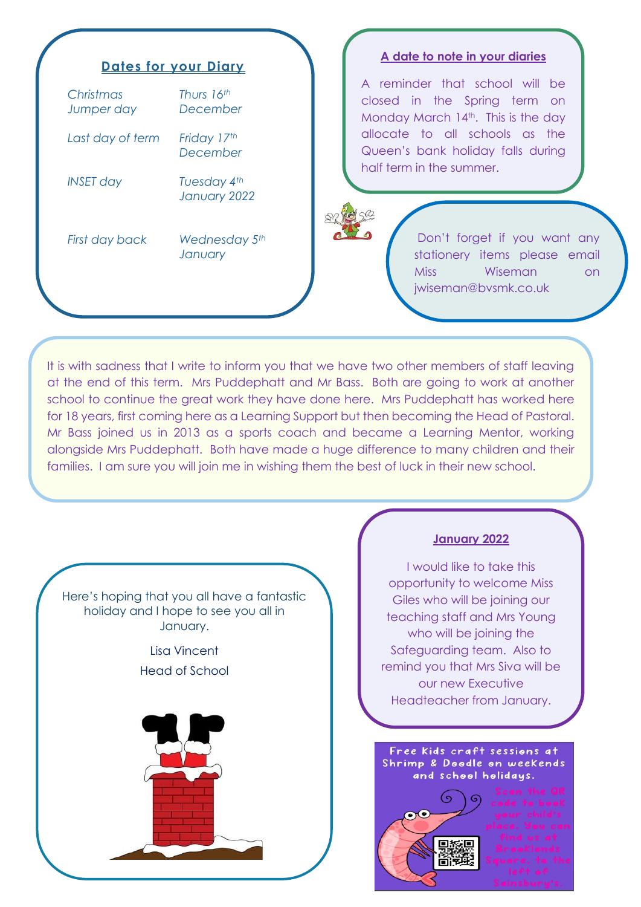## Dates for your Diary

| | |
|---|---|
| *Christmas Jumper day* | *Thurs 16th December* |
| *Last day of term* | *Friday 17th December* |
| *INSET day* | *Tuesday 4th January 2022* |
| *First day back* | *Wednesday 5th January* |

### A date to note in your diaries

A reminder that school will be closed in the Spring term on Monday March 14th. This is the day allocate to all schools as the Queen's bank holiday falls during half term in the summer.

Don't forget if you want any stationery items please email Miss Wiseman on jwiseman@bvsmk.co.uk

It is with sadness that I write to inform you that we have two other members of staff leaving at the end of this term. Mrs Puddephatt and Mr Bass. Both are going to work at another school to continue the great work they have done here. Mrs Puddephatt has worked here for 18 years, first coming here as a Learning Support but then becoming the Head of Pastoral. Mr Bass joined us in 2013 as a sports coach and became a Learning Mentor, working alongside Mrs Puddephatt. Both have made a huge difference to many children and their families. I am sure you will join me in wishing them the best of luck in their new school.

### January 2022

I would like to take this opportunity to welcome Miss Giles who will be joining our teaching staff and Mrs Young who will be joining the Safeguarding team. Also to remind you that Mrs Siva will be our new Executive Headteacher from January.

Here's hoping that you all have a fantastic holiday and I hope to see you all in January.

Lisa Vincent

Head of School

Free kids craft sessions at Shrimp & Doodle on weekends and school holidays.

Scan the QR code to book your child's place. You can find us at Breaklands Square, to the left of Sainsbury's.